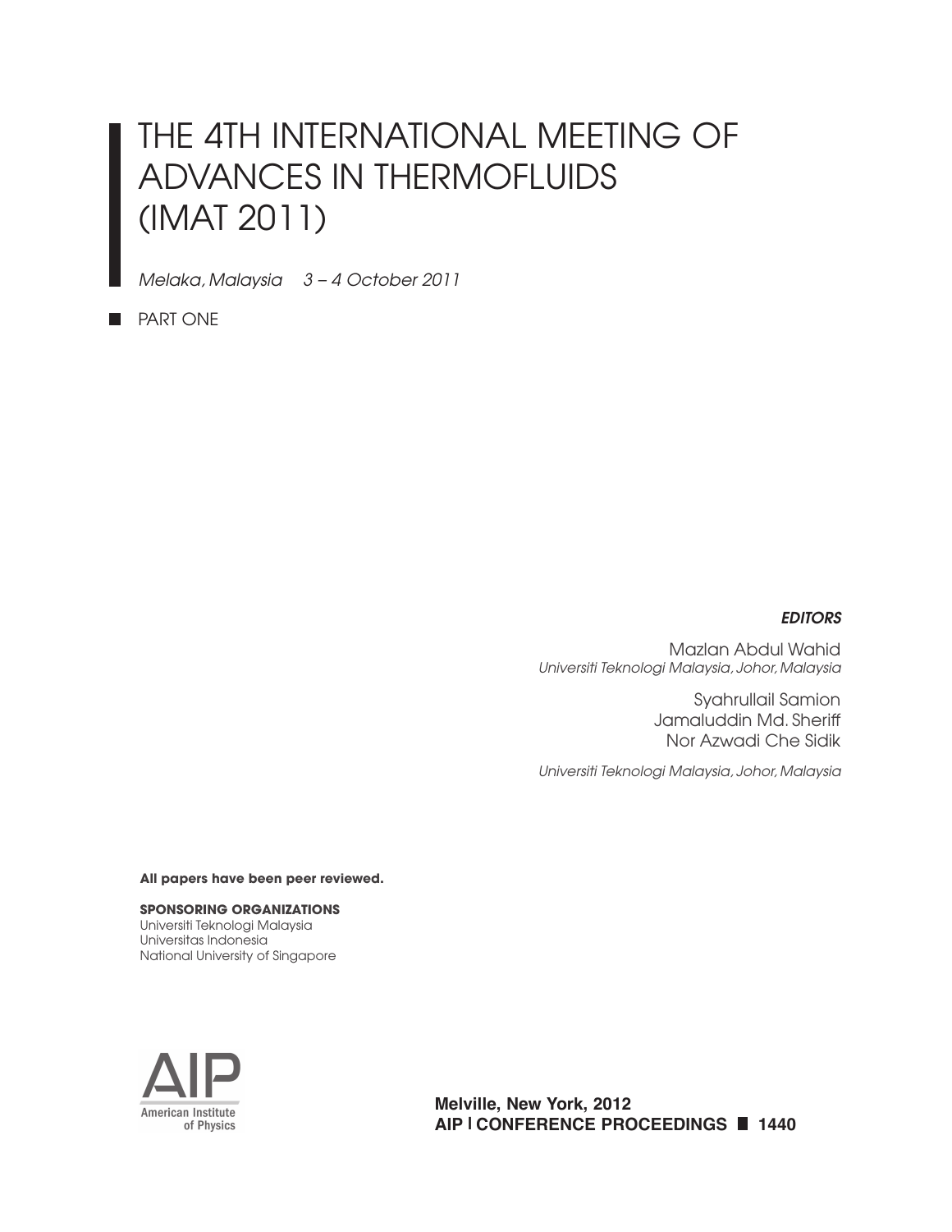# THE 4TH INTERNATIONAL MEETING OF ADVANCES IN THERMOFLUIDS (IMAT 2011)

*Melaka, Malaysia 3 – 4 October 2011*

PART ONE

***EDITORS***

Mazlan Abdul Wahid
*Universiti Teknologi Malaysia, Johor, Malaysia*

Syahrullail Samion
Jamaluddin Md. Sheriff
Nor Azwadi Che Sidik

*Universiti Teknologi Malaysia, Johor, Malaysia*

**All papers have been peer reviewed.**

**SPONSORING ORGANIZATIONS**
Universiti Teknologi Malaysia
Universitas Indonesia
National University of Singapore

AIP
American Institute of Physics

**Melville, New York, 2012**
**AIP | CONFERENCE PROCEEDINGS 1440**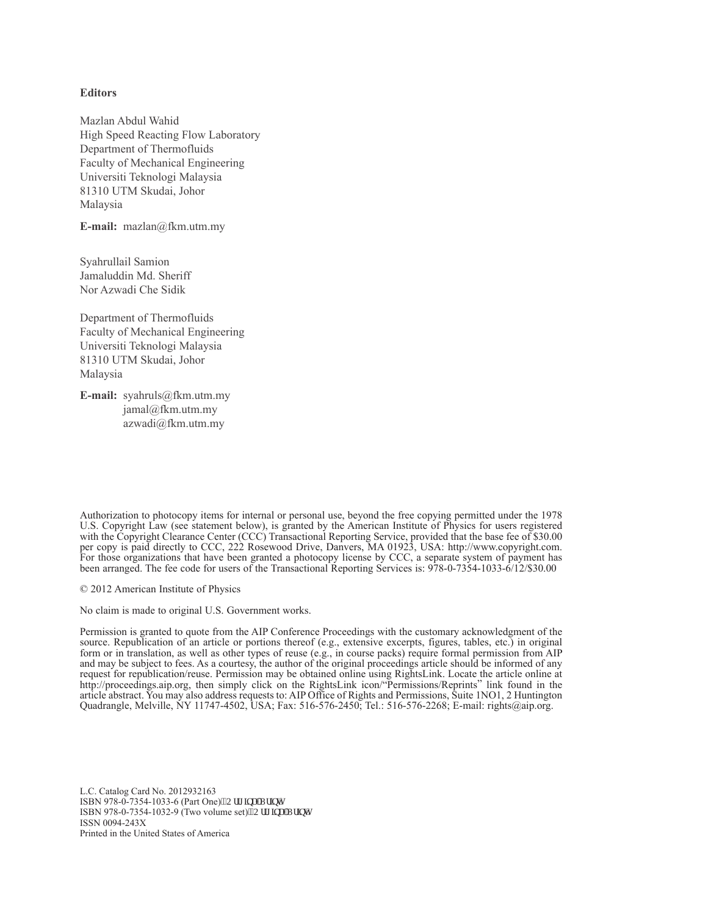**Editors**

Mazlan Abdul Wahid
High Speed Reacting Flow Laboratory
Department of Thermofluids
Faculty of Mechanical Engineering
Universiti Teknologi Malaysia
81310 UTM Skudai, Johor
Malaysia

**E-mail:** mazlan@fkm.utm.my

Syahrullail Samion
Jamaluddin Md. Sheriff
Nor Azwadi Che Sidik

Department of Thermofluids
Faculty of Mechanical Engineering
Universiti Teknologi Malaysia
81310 UTM Skudai, Johor
Malaysia

**E-mail:** syahruls@fkm.utm.my
jamal@fkm.utm.my
azwadi@fkm.utm.my

Authorization to photocopy items for internal or personal use, beyond the free copying permitted under the 1978 U.S. Copyright Law (see statement below), is granted by the American Institute of Physics for users registered with the Copyright Clearance Center (CCC) Transactional Reporting Service, provided that the base fee of $30.00 per copy is paid directly to CCC, 222 Rosewood Drive, Danvers, MA 01923, USA: http://www.copyright.com. For those organizations that have been granted a photocopy license by CCC, a separate system of payment has been arranged. The fee code for users of the Transactional Reporting Services is: 978-0-7354-1033-6/12/$30.00

© 2012 American Institute of Physics

No claim is made to original U.S. Government works.

Permission is granted to quote from the AIP Conference Proceedings with the customary acknowledgment of the source. Republication of an article or portions thereof (e.g., extensive excerpts, figures, tables, etc.) in original form or in translation, as well as other types of reuse (e.g., in course packs) require formal permission from AIP and may be subject to fees. As a courtesy, the author of the original proceedings article should be informed of any request for republication/reuse. Permission may be obtained online using RightsLink. Locate the article online at http://proceedings.aip.org, then simply click on the RightsLink icon/"Permissions/Reprints" link found in the article abstract. You may also address requests to: AIP Office of Rights and Permissions, Suite 1NO1, 2 Huntington Quadrangle, Melville, NY 11747-4502, USA; Fax: 516-576-2450; Tel.: 516-576-2268; E-mail: rights@aip.org.

L.C. Catalog Card No. 2012932163
ISBN 978-0-7354-1033-6 (Part One) 2ULJLQDO3ULQW
ISBN 978-0-7354-1032-9 (Two volume set) 2ULJLQDO3ULQW
ISSN 0094-243X
Printed in the United States of America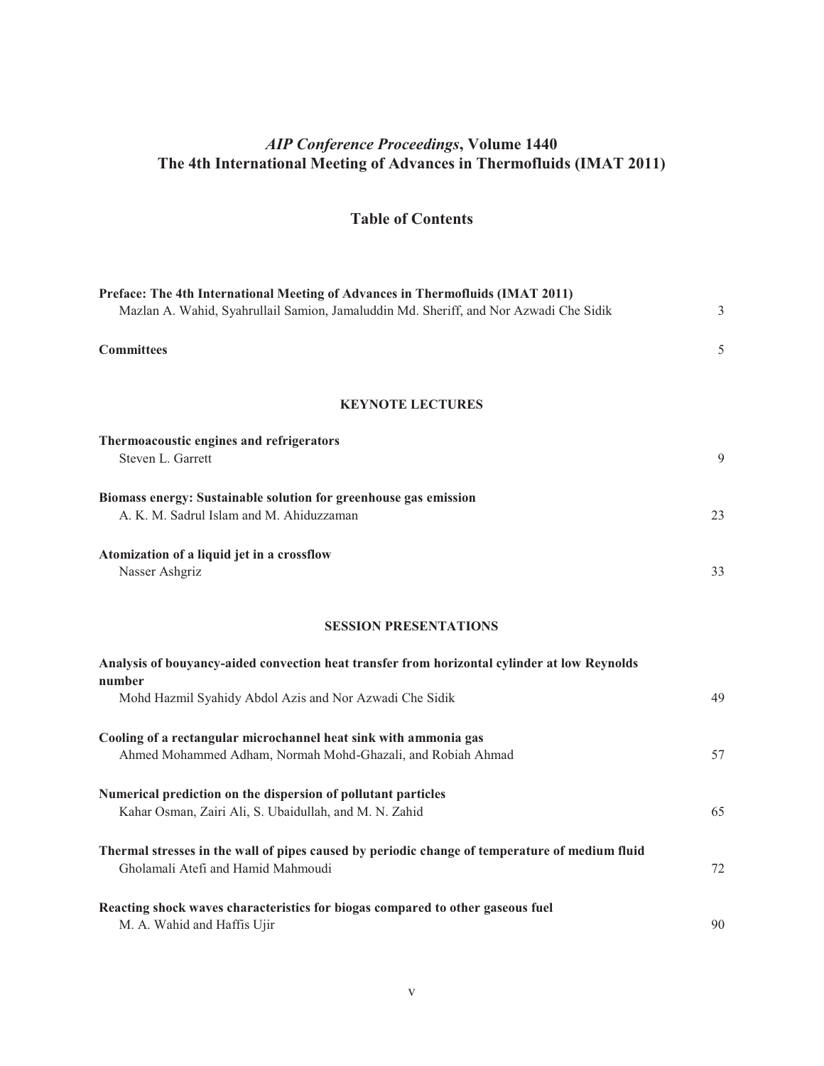# *AIP Conference Proceedings*, Volume 1440
# The 4th International Meeting of Advances in Thermofluids (IMAT 2011)

## Table of Contents

**Preface: The 4th International Meeting of Advances in Thermofluids (IMAT 2011)**
Mazlan A. Wahid, Syahrullail Samion, Jamaluddin Md. Sheriff, and Nor Azwadi Che Sidik — 3

**Committees** — 5

### KEYNOTE LECTURES

**Thermoacoustic engines and refrigerators**
Steven L. Garrett — 9

**Biomass energy: Sustainable solution for greenhouse gas emission**
A. K. M. Sadrul Islam and M. Ahiduzzaman — 23

**Atomization of a liquid jet in a crossflow**
Nasser Ashgriz — 33

### SESSION PRESENTATIONS

**Analysis of bouyancy-aided convection heat transfer from horizontal cylinder at low Reynolds number**
Mohd Hazmil Syahidy Abdol Azis and Nor Azwadi Che Sidik — 49

**Cooling of a rectangular microchannel heat sink with ammonia gas**
Ahmed Mohammed Adham, Normah Mohd-Ghazali, and Robiah Ahmad — 57

**Numerical prediction on the dispersion of pollutant particles**
Kahar Osman, Zairi Ali, S. Ubaidullah, and M. N. Zahid — 65

**Thermal stresses in the wall of pipes caused by periodic change of temperature of medium fluid**
Gholamali Atefi and Hamid Mahmoudi — 72

**Reacting shock waves characteristics for biogas compared to other gaseous fuel**
M. A. Wahid and Haffis Ujir — 90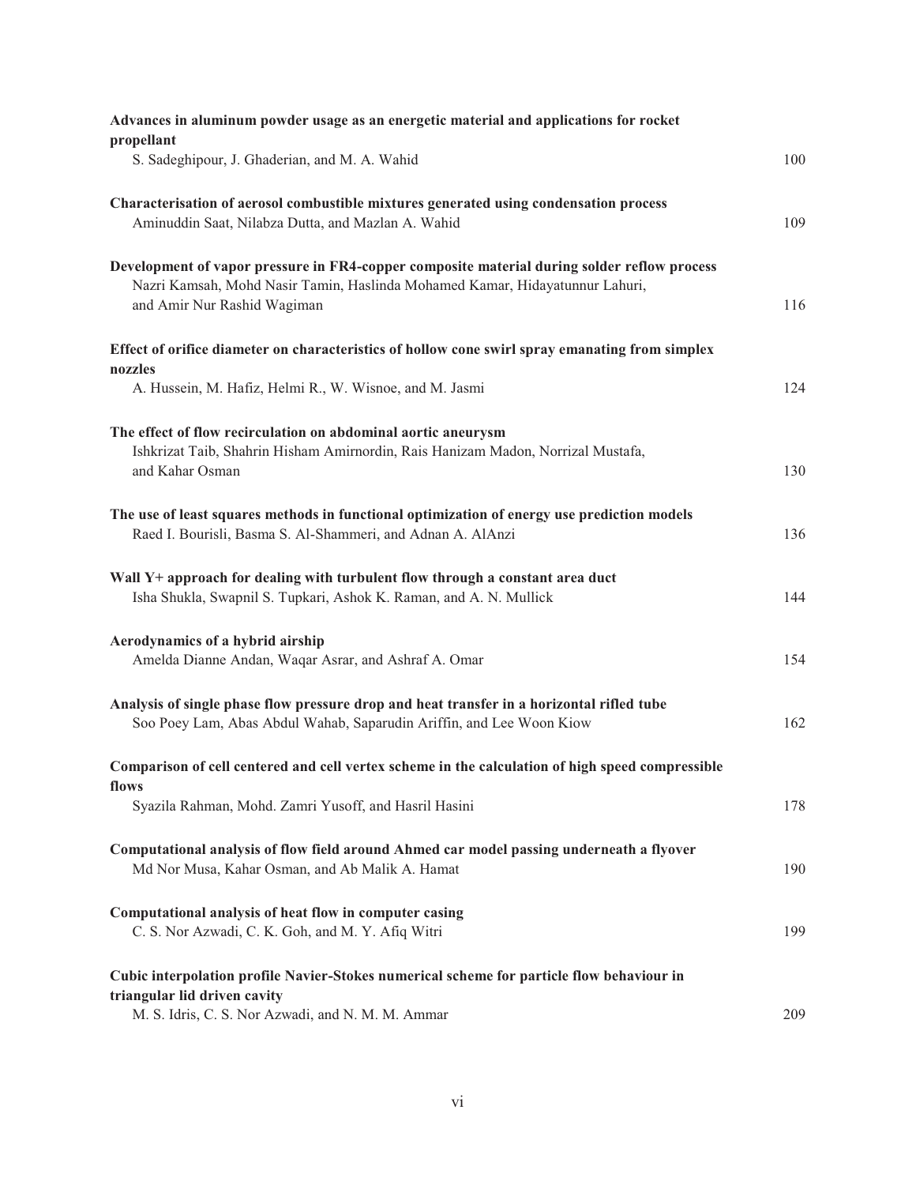**Advances in aluminum powder usage as an energetic material and applications for rocket propellant**
S. Sadeghipour, J. Ghaderian, and M. A. Wahid 100

**Characterisation of aerosol combustible mixtures generated using condensation process**
Aminuddin Saat, Nilabza Dutta, and Mazlan A. Wahid 109

**Development of vapor pressure in FR4-copper composite material during solder reflow process**
Nazri Kamsah, Mohd Nasir Tamin, Haslinda Mohamed Kamar, Hidayatunnur Lahuri, and Amir Nur Rashid Wagiman 116

**Effect of orifice diameter on characteristics of hollow cone swirl spray emanating from simplex nozzles**
A. Hussein, M. Hafiz, Helmi R., W. Wisnoe, and M. Jasmi 124

**The effect of flow recirculation on abdominal aortic aneurysm**
Ishkrizat Taib, Shahrin Hisham Amirnordin, Rais Hanizam Madon, Norrizal Mustafa, and Kahar Osman 130

**The use of least squares methods in functional optimization of energy use prediction models**
Raed I. Bourisli, Basma S. Al-Shammeri, and Adnan A. AlAnzi 136

**Wall Y+ approach for dealing with turbulent flow through a constant area duct**
Isha Shukla, Swapnil S. Tupkari, Ashok K. Raman, and A. N. Mullick 144

**Aerodynamics of a hybrid airship**
Amelda Dianne Andan, Waqar Asrar, and Ashraf A. Omar 154

**Analysis of single phase flow pressure drop and heat transfer in a horizontal rifled tube**
Soo Poey Lam, Abas Abdul Wahab, Saparudin Ariffin, and Lee Woon Kiow 162

**Comparison of cell centered and cell vertex scheme in the calculation of high speed compressible flows**
Syazila Rahman, Mohd. Zamri Yusoff, and Hasril Hasini 178

**Computational analysis of flow field around Ahmed car model passing underneath a flyover**
Md Nor Musa, Kahar Osman, and Ab Malik A. Hamat 190

**Computational analysis of heat flow in computer casing**
C. S. Nor Azwadi, C. K. Goh, and M. Y. Afiq Witri 199

**Cubic interpolation profile Navier-Stokes numerical scheme for particle flow behaviour in triangular lid driven cavity**
M. S. Idris, C. S. Nor Azwadi, and N. M. M. Ammar 209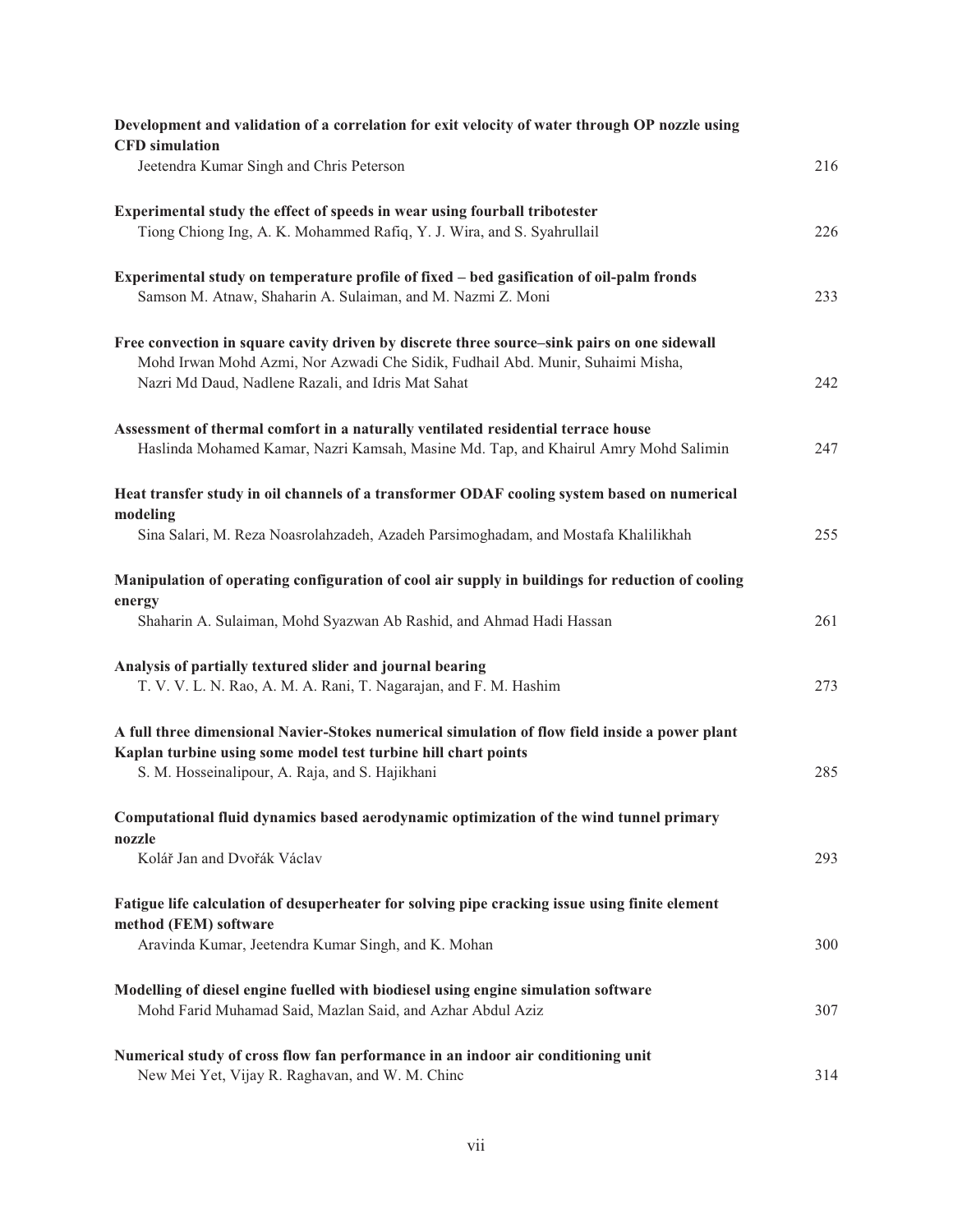**Development and validation of a correlation for exit velocity of water through OP nozzle using CFD simulation**
Jeetendra Kumar Singh and Chris Peterson 216

**Experimental study the effect of speeds in wear using fourball tribotester**
Tiong Chiong Ing, A. K. Mohammed Rafiq, Y. J. Wira, and S. Syahrullail 226

**Experimental study on temperature profile of fixed – bed gasification of oil-palm fronds**
Samson M. Atnaw, Shaharin A. Sulaiman, and M. Nazmi Z. Moni 233

**Free convection in square cavity driven by discrete three source–sink pairs on one sidewall**
Mohd Irwan Mohd Azmi, Nor Azwadi Che Sidik, Fudhail Abd. Munir, Suhaimi Misha, Nazri Md Daud, Nadlene Razali, and Idris Mat Sahat 242

**Assessment of thermal comfort in a naturally ventilated residential terrace house**
Haslinda Mohamed Kamar, Nazri Kamsah, Masine Md. Tap, and Khairul Amry Mohd Salimin 247

**Heat transfer study in oil channels of a transformer ODAF cooling system based on numerical modeling**
Sina Salari, M. Reza Noasrolahzadeh, Azadeh Parsimoghadam, and Mostafa Khalilikhah 255

**Manipulation of operating configuration of cool air supply in buildings for reduction of cooling energy**
Shaharin A. Sulaiman, Mohd Syazwan Ab Rashid, and Ahmad Hadi Hassan 261

**Analysis of partially textured slider and journal bearing**
T. V. V. L. N. Rao, A. M. A. Rani, T. Nagarajan, and F. M. Hashim 273

**A full three dimensional Navier-Stokes numerical simulation of flow field inside a power plant Kaplan turbine using some model test turbine hill chart points**
S. M. Hosseinalipour, A. Raja, and S. Hajikhani 285

**Computational fluid dynamics based aerodynamic optimization of the wind tunnel primary nozzle**
Kolář Jan and Dvořák Václav 293

**Fatigue life calculation of desuperheater for solving pipe cracking issue using finite element method (FEM) software**
Aravinda Kumar, Jeetendra Kumar Singh, and K. Mohan 300

**Modelling of diesel engine fuelled with biodiesel using engine simulation software**
Mohd Farid Muhamad Said, Mazlan Said, and Azhar Abdul Aziz 307

**Numerical study of cross flow fan performance in an indoor air conditioning unit**
New Mei Yet, Vijay R. Raghavan, and W. M. Chinc 314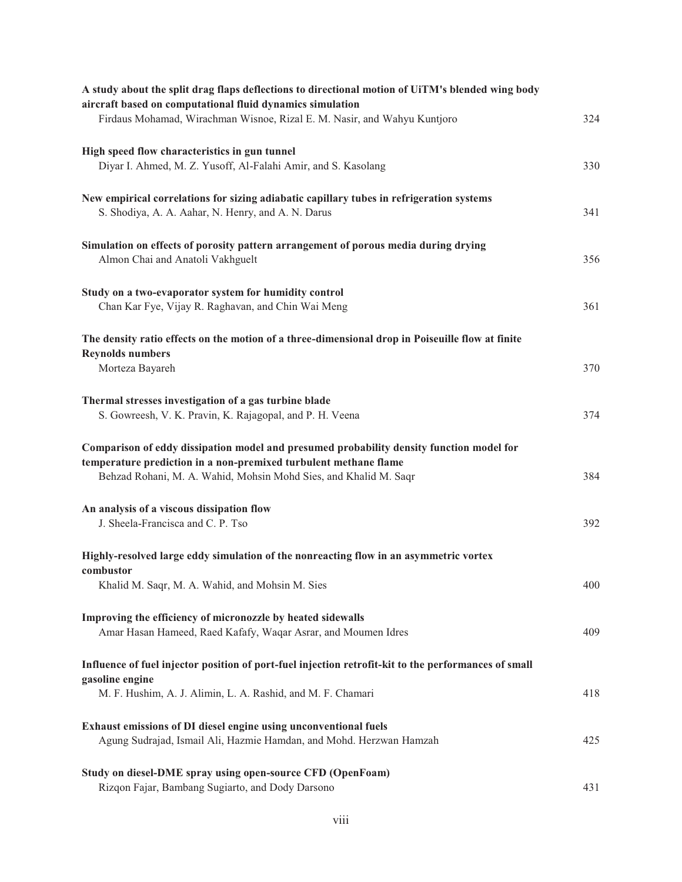**A study about the split drag flaps deflections to directional motion of UiTM's blended wing body aircraft based on computational fluid dynamics simulation**
Firdaus Mohamad, Wirachman Wisnoe, Rizal E. M. Nasir, and Wahyu Kuntjoro 324

**High speed flow characteristics in gun tunnel**
Diyar I. Ahmed, M. Z. Yusoff, Al-Falahi Amir, and S. Kasolang 330

**New empirical correlations for sizing adiabatic capillary tubes in refrigeration systems**
S. Shodiya, A. A. Aahar, N. Henry, and A. N. Darus 341

**Simulation on effects of porosity pattern arrangement of porous media during drying**
Almon Chai and Anatoli Vakhguelt 356

**Study on a two-evaporator system for humidity control**
Chan Kar Fye, Vijay R. Raghavan, and Chin Wai Meng 361

**The density ratio effects on the motion of a three-dimensional drop in Poiseuille flow at finite Reynolds numbers**
Morteza Bayareh 370

**Thermal stresses investigation of a gas turbine blade**
S. Gowreesh, V. K. Pravin, K. Rajagopal, and P. H. Veena 374

**Comparison of eddy dissipation model and presumed probability density function model for temperature prediction in a non-premixed turbulent methane flame**
Behzad Rohani, M. A. Wahid, Mohsin Mohd Sies, and Khalid M. Saqr 384

**An analysis of a viscous dissipation flow**
J. Sheela-Francisca and C. P. Tso 392

**Highly-resolved large eddy simulation of the nonreacting flow in an asymmetric vortex combustor**
Khalid M. Saqr, M. A. Wahid, and Mohsin M. Sies 400

**Improving the efficiency of micronozzle by heated sidewalls**
Amar Hasan Hameed, Raed Kafafy, Waqar Asrar, and Moumen Idres 409

**Influence of fuel injector position of port-fuel injection retrofit-kit to the performances of small gasoline engine**
M. F. Hushim, A. J. Alimin, L. A. Rashid, and M. F. Chamari 418

**Exhaust emissions of DI diesel engine using unconventional fuels**
Agung Sudrajad, Ismail Ali, Hazmie Hamdan, and Mohd. Herzwan Hamzah 425

**Study on diesel-DME spray using open-source CFD (OpenFoam)**
Rizqon Fajar, Bambang Sugiarto, and Dody Darsono 431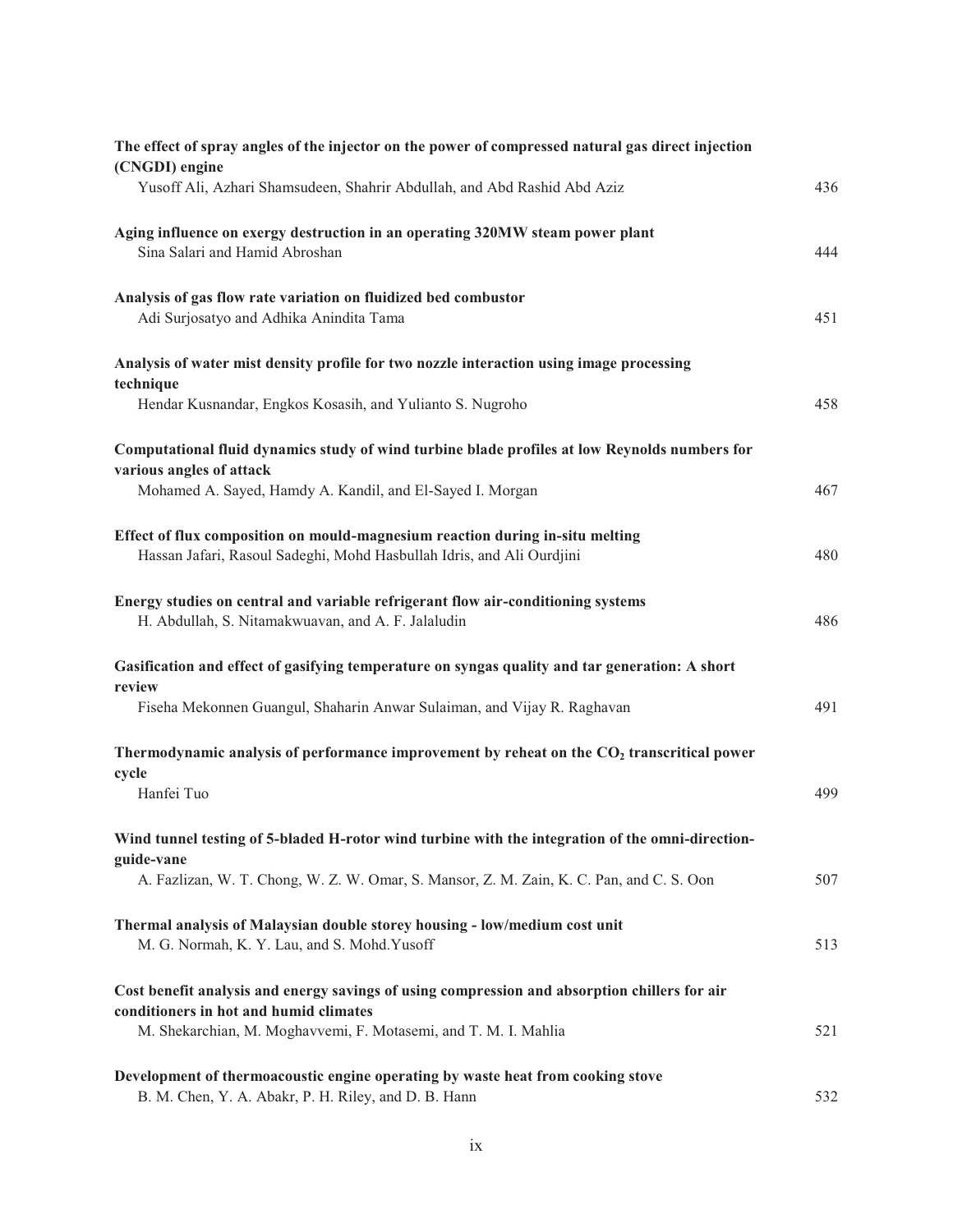**The effect of spray angles of the injector on the power of compressed natural gas direct injection (CNGDI) engine**
Yusoff Ali, Azhari Shamsudeen, Shahrir Abdullah, and Abd Rashid Abd Aziz — 436

**Aging influence on exergy destruction in an operating 320MW steam power plant**
Sina Salari and Hamid Abroshan — 444

**Analysis of gas flow rate variation on fluidized bed combustor**
Adi Surjosatyo and Adhika Anindita Tama — 451

**Analysis of water mist density profile for two nozzle interaction using image processing technique**
Hendar Kusnandar, Engkos Kosasih, and Yulianto S. Nugroho — 458

**Computational fluid dynamics study of wind turbine blade profiles at low Reynolds numbers for various angles of attack**
Mohamed A. Sayed, Hamdy A. Kandil, and El-Sayed I. Morgan — 467

**Effect of flux composition on mould-magnesium reaction during in-situ melting**
Hassan Jafari, Rasoul Sadeghi, Mohd Hasbullah Idris, and Ali Ourdjini — 480

**Energy studies on central and variable refrigerant flow air-conditioning systems**
H. Abdullah, S. Nitamakwuavan, and A. F. Jalaludin — 486

**Gasification and effect of gasifying temperature on syngas quality and tar generation: A short review**
Fiseha Mekonnen Guangul, Shaharin Anwar Sulaiman, and Vijay R. Raghavan — 491

**Thermodynamic analysis of performance improvement by reheat on the $CO_2$ transcritical power cycle**
Hanfei Tuo — 499

**Wind tunnel testing of 5-bladed H-rotor wind turbine with the integration of the omni-direction-guide-vane**
A. Fazlizan, W. T. Chong, W. Z. W. Omar, S. Mansor, Z. M. Zain, K. C. Pan, and C. S. Oon — 507

**Thermal analysis of Malaysian double storey housing - low/medium cost unit**
M. G. Normah, K. Y. Lau, and S. Mohd.Yusoff — 513

**Cost benefit analysis and energy savings of using compression and absorption chillers for air conditioners in hot and humid climates**
M. Shekarchian, M. Moghavvemi, F. Motasemi, and T. M. I. Mahlia — 521

**Development of thermoacoustic engine operating by waste heat from cooking stove**
B. M. Chen, Y. A. Abakr, P. H. Riley, and D. B. Hann — 532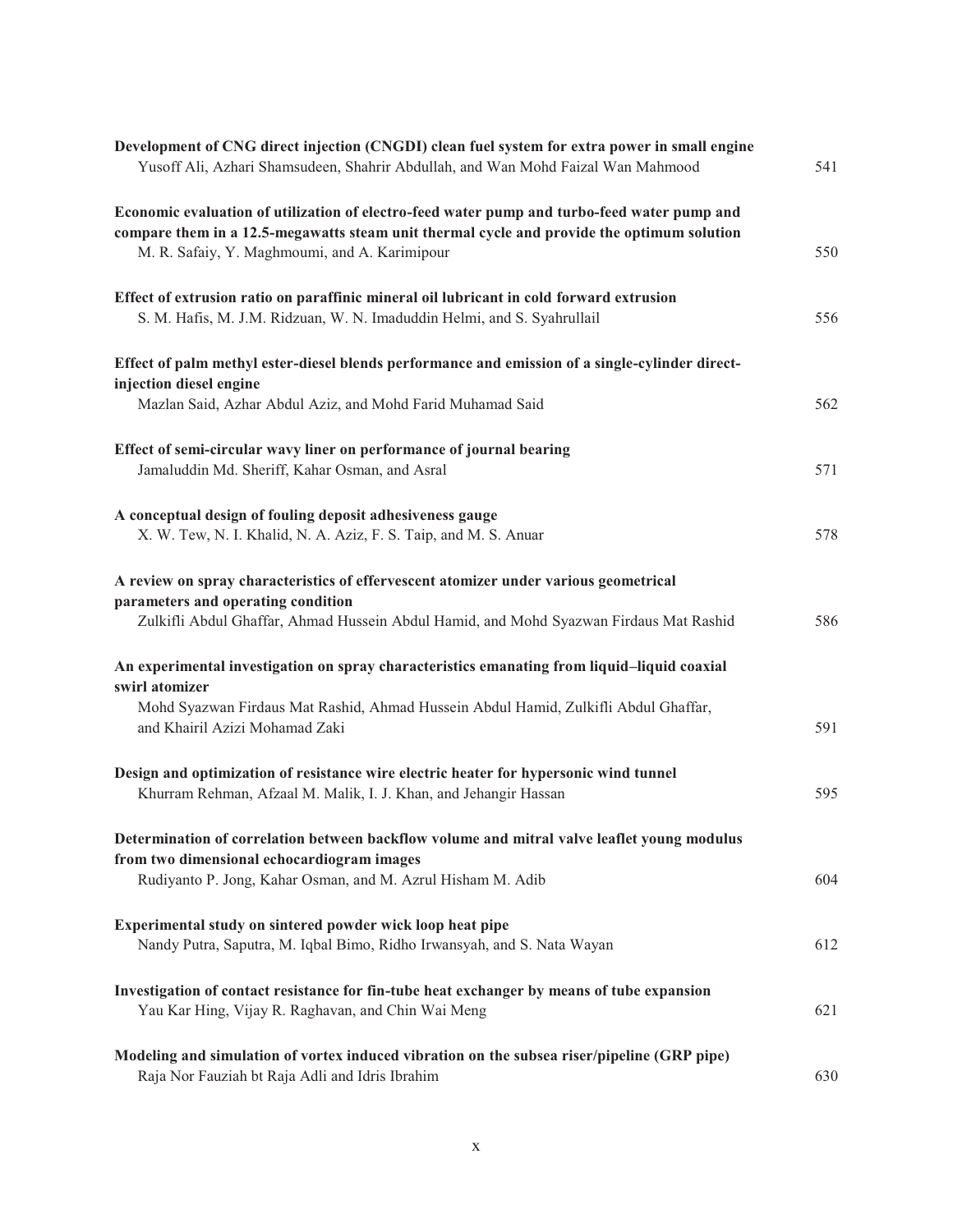**Development of CNG direct injection (CNGDI) clean fuel system for extra power in small engine**
Yusoff Ali, Azhari Shamsudeen, Shahrir Abdullah, and Wan Mohd Faizal Wan Mahmood 541

**Economic evaluation of utilization of electro-feed water pump and turbo-feed water pump and compare them in a 12.5-megawatts steam unit thermal cycle and provide the optimum solution**
M. R. Safaiy, Y. Maghmoumi, and A. Karimipour 550

**Effect of extrusion ratio on paraffinic mineral oil lubricant in cold forward extrusion**
S. M. Hafis, M. J.M. Ridzuan, W. N. Imaduddin Helmi, and S. Syahrullail 556

**Effect of palm methyl ester-diesel blends performance and emission of a single-cylinder direct-injection diesel engine**
Mazlan Said, Azhar Abdul Aziz, and Mohd Farid Muhamad Said 562

**Effect of semi-circular wavy liner on performance of journal bearing**
Jamaluddin Md. Sheriff, Kahar Osman, and Asral 571

**A conceptual design of fouling deposit adhesiveness gauge**
X. W. Tew, N. I. Khalid, N. A. Aziz, F. S. Taip, and M. S. Anuar 578

**A review on spray characteristics of effervescent atomizer under various geometrical parameters and operating condition**
Zulkifli Abdul Ghaffar, Ahmad Hussein Abdul Hamid, and Mohd Syazwan Firdaus Mat Rashid 586

**An experimental investigation on spray characteristics emanating from liquid–liquid coaxial swirl atomizer**
Mohd Syazwan Firdaus Mat Rashid, Ahmad Hussein Abdul Hamid, Zulkifli Abdul Ghaffar, and Khairil Azizi Mohamad Zaki 591

**Design and optimization of resistance wire electric heater for hypersonic wind tunnel**
Khurram Rehman, Afzaal M. Malik, I. J. Khan, and Jehangir Hassan 595

**Determination of correlation between backflow volume and mitral valve leaflet young modulus from two dimensional echocardiogram images**
Rudiyanto P. Jong, Kahar Osman, and M. Azrul Hisham M. Adib 604

**Experimental study on sintered powder wick loop heat pipe**
Nandy Putra, Saputra, M. Iqbal Bimo, Ridho Irwansyah, and S. Nata Wayan 612

**Investigation of contact resistance for fin-tube heat exchanger by means of tube expansion**
Yau Kar Hing, Vijay R. Raghavan, and Chin Wai Meng 621

**Modeling and simulation of vortex induced vibration on the subsea riser/pipeline (GRP pipe)**
Raja Nor Fauziah bt Raja Adli and Idris Ibrahim 630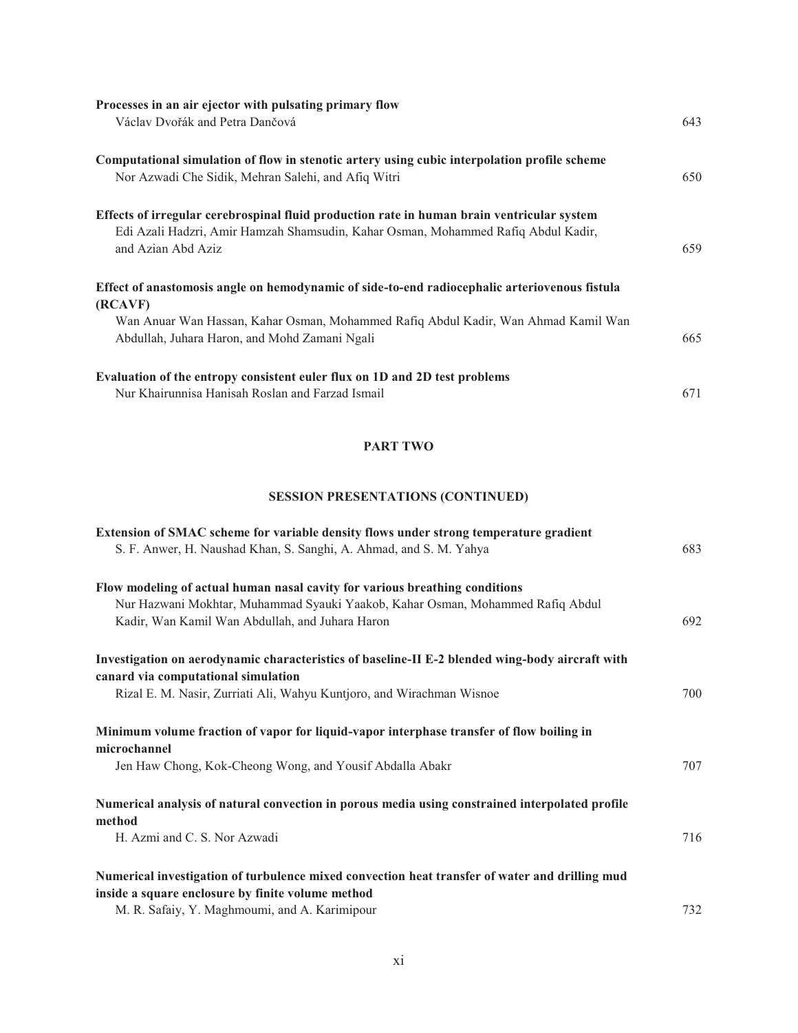**Processes in an air ejector with pulsating primary flow**
Václav Dvořák and Petra Dančová 643

**Computational simulation of flow in stenotic artery using cubic interpolation profile scheme**
Nor Azwadi Che Sidik, Mehran Salehi, and Afiq Witri 650

**Effects of irregular cerebrospinal fluid production rate in human brain ventricular system**
Edi Azali Hadzri, Amir Hamzah Shamsudin, Kahar Osman, Mohammed Rafiq Abdul Kadir, and Azian Abd Aziz 659

**Effect of anastomosis angle on hemodynamic of side-to-end radiocephalic arteriovenous fistula (RCAVF)**
Wan Anuar Wan Hassan, Kahar Osman, Mohammed Rafiq Abdul Kadir, Wan Ahmad Kamil Wan Abdullah, Juhara Haron, and Mohd Zamani Ngali 665

**Evaluation of the entropy consistent euler flux on 1D and 2D test problems**
Nur Khairunnisa Hanisah Roslan and Farzad Ismail 671

## PART TWO

### SESSION PRESENTATIONS (CONTINUED)

**Extension of SMAC scheme for variable density flows under strong temperature gradient**
S. F. Anwer, H. Naushad Khan, S. Sanghi, A. Ahmad, and S. M. Yahya 683

**Flow modeling of actual human nasal cavity for various breathing conditions**
Nur Hazwani Mokhtar, Muhammad Syauki Yaakob, Kahar Osman, Mohammed Rafiq Abdul Kadir, Wan Kamil Wan Abdullah, and Juhara Haron 692

**Investigation on aerodynamic characteristics of baseline-II E-2 blended wing-body aircraft with canard via computational simulation**
Rizal E. M. Nasir, Zurriati Ali, Wahyu Kuntjoro, and Wirachman Wisnoe 700

**Minimum volume fraction of vapor for liquid-vapor interphase transfer of flow boiling in microchannel**
Jen Haw Chong, Kok-Cheong Wong, and Yousif Abdalla Abakr 707

**Numerical analysis of natural convection in porous media using constrained interpolated profile method**
H. Azmi and C. S. Nor Azwadi 716

**Numerical investigation of turbulence mixed convection heat transfer of water and drilling mud inside a square enclosure by finite volume method**
M. R. Safaiy, Y. Maghmoumi, and A. Karimipour 732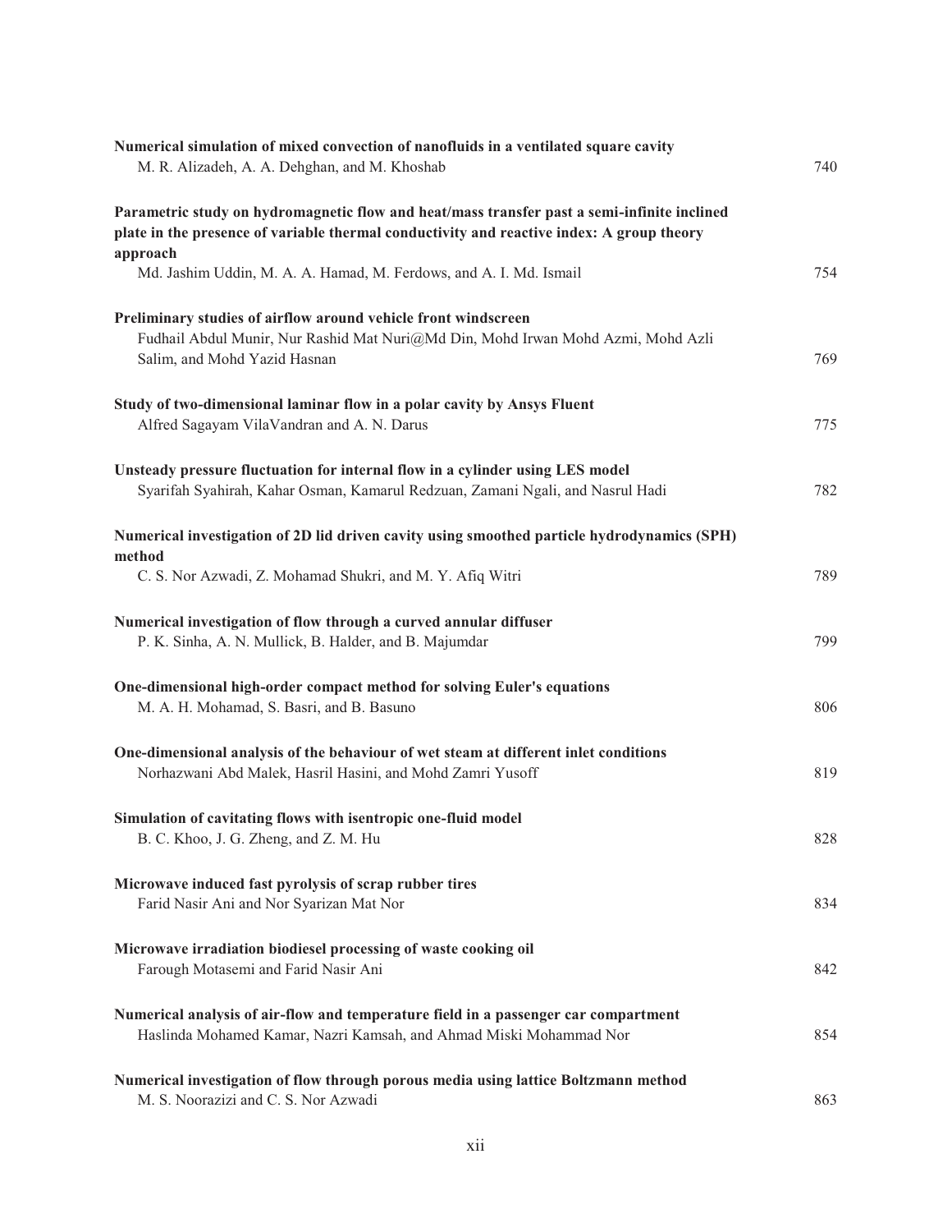**Numerical simulation of mixed convection of nanofluids in a ventilated square cavity**
M. R. Alizadeh, A. A. Dehghan, and M. Khoshab — 740

**Parametric study on hydromagnetic flow and heat/mass transfer past a semi-infinite inclined plate in the presence of variable thermal conductivity and reactive index: A group theory approach**
Md. Jashim Uddin, M. A. A. Hamad, M. Ferdows, and A. I. Md. Ismail — 754

**Preliminary studies of airflow around vehicle front windscreen**
Fudhail Abdul Munir, Nur Rashid Mat Nuri@Md Din, Mohd Irwan Mohd Azmi, Mohd Azli Salim, and Mohd Yazid Hasnan — 769

**Study of two-dimensional laminar flow in a polar cavity by Ansys Fluent**
Alfred Sagayam VilaVandran and A. N. Darus — 775

**Unsteady pressure fluctuation for internal flow in a cylinder using LES model**
Syarifah Syahirah, Kahar Osman, Kamarul Redzuan, Zamani Ngali, and Nasrul Hadi — 782

**Numerical investigation of 2D lid driven cavity using smoothed particle hydrodynamics (SPH) method**
C. S. Nor Azwadi, Z. Mohamad Shukri, and M. Y. Afiq Witri — 789

**Numerical investigation of flow through a curved annular diffuser**
P. K. Sinha, A. N. Mullick, B. Halder, and B. Majumdar — 799

**One-dimensional high-order compact method for solving Euler's equations**
M. A. H. Mohamad, S. Basri, and B. Basuno — 806

**One-dimensional analysis of the behaviour of wet steam at different inlet conditions**
Norhazwani Abd Malek, Hasril Hasini, and Mohd Zamri Yusoff — 819

**Simulation of cavitating flows with isentropic one-fluid model**
B. C. Khoo, J. G. Zheng, and Z. M. Hu — 828

**Microwave induced fast pyrolysis of scrap rubber tires**
Farid Nasir Ani and Nor Syarizan Mat Nor — 834

**Microwave irradiation biodiesel processing of waste cooking oil**
Farough Motasemi and Farid Nasir Ani — 842

**Numerical analysis of air-flow and temperature field in a passenger car compartment**
Haslinda Mohamed Kamar, Nazri Kamsah, and Ahmad Miski Mohammad Nor — 854

**Numerical investigation of flow through porous media using lattice Boltzmann method**
M. S. Noorazizi and C. S. Nor Azwadi — 863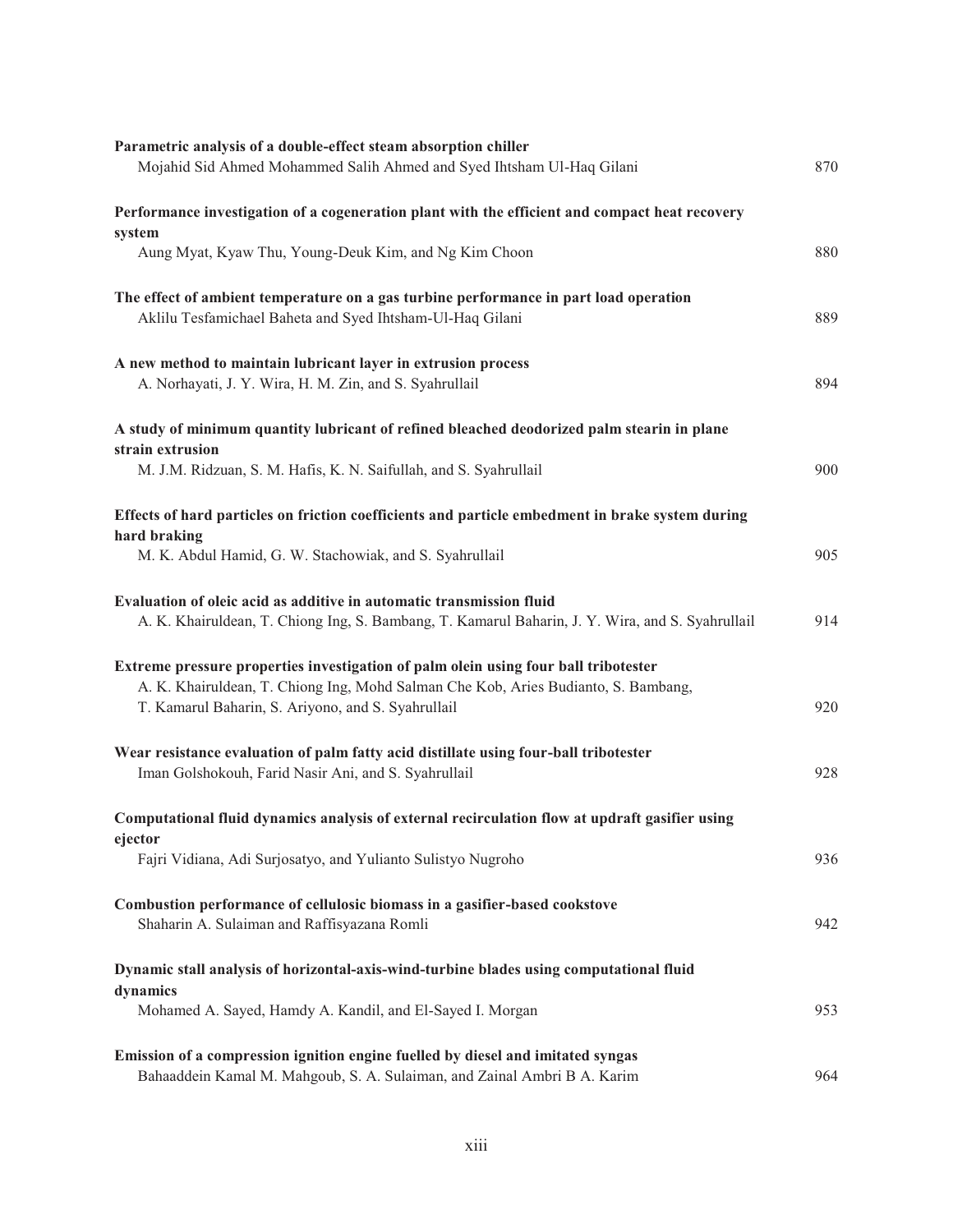**Parametric analysis of a double-effect steam absorption chiller**
Mojahid Sid Ahmed Mohammed Salih Ahmed and Syed Ihtsham Ul-Haq Gilani 870

**Performance investigation of a cogeneration plant with the efficient and compact heat recovery system**
Aung Myat, Kyaw Thu, Young-Deuk Kim, and Ng Kim Choon 880

**The effect of ambient temperature on a gas turbine performance in part load operation**
Aklilu Tesfamichael Baheta and Syed Ihtsham-Ul-Haq Gilani 889

**A new method to maintain lubricant layer in extrusion process**
A. Norhayati, J. Y. Wira, H. M. Zin, and S. Syahrullail 894

**A study of minimum quantity lubricant of refined bleached deodorized palm stearin in plane strain extrusion**
M. J.M. Ridzuan, S. M. Hafis, K. N. Saifullah, and S. Syahrullail 900

**Effects of hard particles on friction coefficients and particle embedment in brake system during hard braking**
M. K. Abdul Hamid, G. W. Stachowiak, and S. Syahrullail 905

**Evaluation of oleic acid as additive in automatic transmission fluid**
A. K. Khairuldean, T. Chiong Ing, S. Bambang, T. Kamarul Baharin, J. Y. Wira, and S. Syahrullail 914

**Extreme pressure properties investigation of palm olein using four ball tribotester**
A. K. Khairuldean, T. Chiong Ing, Mohd Salman Che Kob, Aries Budianto, S. Bambang, T. Kamarul Baharin, S. Ariyono, and S. Syahrullail 920

**Wear resistance evaluation of palm fatty acid distillate using four-ball tribotester**
Iman Golshokouh, Farid Nasir Ani, and S. Syahrullail 928

**Computational fluid dynamics analysis of external recirculation flow at updraft gasifier using ejector**
Fajri Vidiana, Adi Surjosatyo, and Yulianto Sulistyo Nugroho 936

**Combustion performance of cellulosic biomass in a gasifier-based cookstove**
Shaharin A. Sulaiman and Raffisyazana Romli 942

**Dynamic stall analysis of horizontal-axis-wind-turbine blades using computational fluid dynamics**
Mohamed A. Sayed, Hamdy A. Kandil, and El-Sayed I. Morgan 953

**Emission of a compression ignition engine fuelled by diesel and imitated syngas**
Bahaaddein Kamal M. Mahgoub, S. A. Sulaiman, and Zainal Ambri B A. Karim 964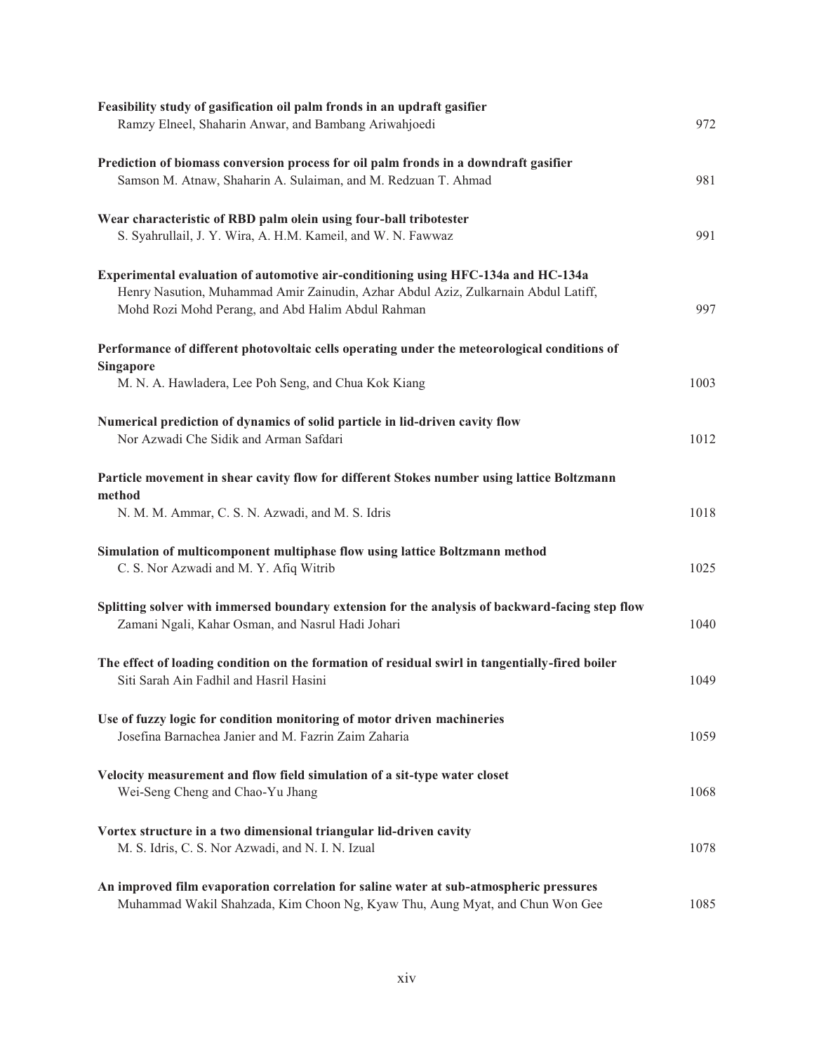**Feasibility study of gasification oil palm fronds in an updraft gasifier**
Ramzy Elneel, Shaharin Anwar, and Bambang Ariwahjoedi 972

**Prediction of biomass conversion process for oil palm fronds in a downdraft gasifier**
Samson M. Atnaw, Shaharin A. Sulaiman, and M. Redzuan T. Ahmad 981

**Wear characteristic of RBD palm olein using four-ball tribotester**
S. Syahrullail, J. Y. Wira, A. H.M. Kameil, and W. N. Fawwaz 991

**Experimental evaluation of automotive air-conditioning using HFC-134a and HC-134a**
Henry Nasution, Muhammad Amir Zainudin, Azhar Abdul Aziz, Zulkarnain Abdul Latiff, Mohd Rozi Mohd Perang, and Abd Halim Abdul Rahman 997

**Performance of different photovoltaic cells operating under the meteorological conditions of Singapore**
M. N. A. Hawladera, Lee Poh Seng, and Chua Kok Kiang 1003

**Numerical prediction of dynamics of solid particle in lid-driven cavity flow**
Nor Azwadi Che Sidik and Arman Safdari 1012

**Particle movement in shear cavity flow for different Stokes number using lattice Boltzmann method**
N. M. M. Ammar, C. S. N. Azwadi, and M. S. Idris 1018

**Simulation of multicomponent multiphase flow using lattice Boltzmann method**
C. S. Nor Azwadi and M. Y. Afiq Witrib 1025

**Splitting solver with immersed boundary extension for the analysis of backward-facing step flow**
Zamani Ngali, Kahar Osman, and Nasrul Hadi Johari 1040

**The effect of loading condition on the formation of residual swirl in tangentially-fired boiler**
Siti Sarah Ain Fadhil and Hasril Hasini 1049

**Use of fuzzy logic for condition monitoring of motor driven machineries**
Josefina Barnachea Janier and M. Fazrin Zaim Zaharia 1059

**Velocity measurement and flow field simulation of a sit-type water closet**
Wei-Seng Cheng and Chao-Yu Jhang 1068

**Vortex structure in a two dimensional triangular lid-driven cavity**
M. S. Idris, C. S. Nor Azwadi, and N. I. N. Izual 1078

**An improved film evaporation correlation for saline water at sub-atmospheric pressures**
Muhammad Wakil Shahzada, Kim Choon Ng, Kyaw Thu, Aung Myat, and Chun Won Gee 1085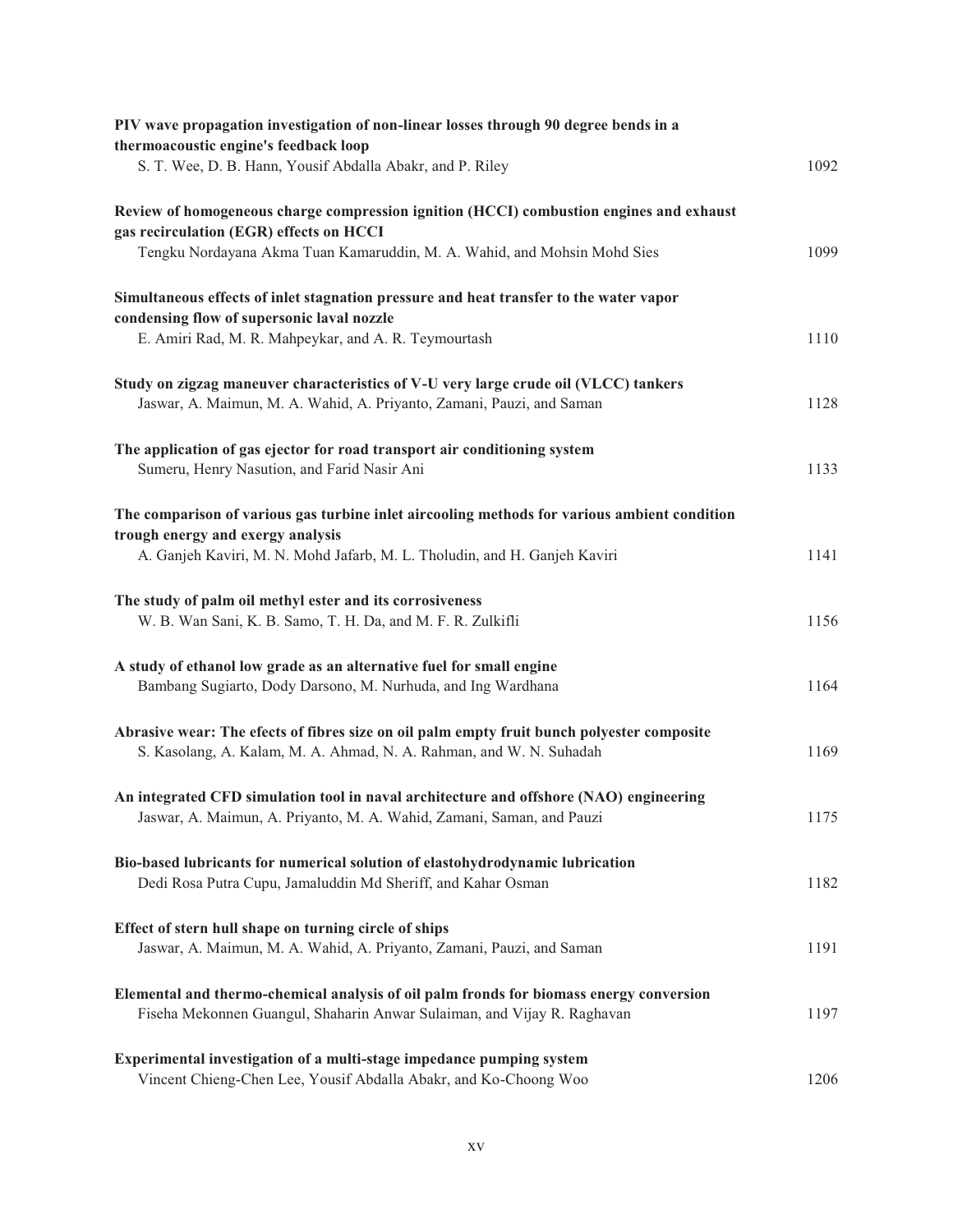**PIV wave propagation investigation of non-linear losses through 90 degree bends in a thermoacoustic engine's feedback loop**
S. T. Wee, D. B. Hann, Yousif Abdalla Abakr, and P. Riley — 1092

**Review of homogeneous charge compression ignition (HCCI) combustion engines and exhaust gas recirculation (EGR) effects on HCCI**
Tengku Nordayana Akma Tuan Kamaruddin, M. A. Wahid, and Mohsin Mohd Sies — 1099

**Simultaneous effects of inlet stagnation pressure and heat transfer to the water vapor condensing flow of supersonic laval nozzle**
E. Amiri Rad, M. R. Mahpeykar, and A. R. Teymourtash — 1110

**Study on zigzag maneuver characteristics of V-U very large crude oil (VLCC) tankers**
Jaswar, A. Maimun, M. A. Wahid, A. Priyanto, Zamani, Pauzi, and Saman — 1128

**The application of gas ejector for road transport air conditioning system**
Sumeru, Henry Nasution, and Farid Nasir Ani — 1133

**The comparison of various gas turbine inlet aircooling methods for various ambient condition trough energy and exergy analysis**
A. Ganjeh Kaviri, M. N. Mohd Jafarb, M. L. Tholudin, and H. Ganjeh Kaviri — 1141

**The study of palm oil methyl ester and its corrosiveness**
W. B. Wan Sani, K. B. Samo, T. H. Da, and M. F. R. Zulkifli — 1156

**A study of ethanol low grade as an alternative fuel for small engine**
Bambang Sugiarto, Dody Darsono, M. Nurhuda, and Ing Wardhana — 1164

**Abrasive wear: The efects of fibres size on oil palm empty fruit bunch polyester composite**
S. Kasolang, A. Kalam, M. A. Ahmad, N. A. Rahman, and W. N. Suhadah — 1169

**An integrated CFD simulation tool in naval architecture and offshore (NAO) engineering**
Jaswar, A. Maimun, A. Priyanto, M. A. Wahid, Zamani, Saman, and Pauzi — 1175

**Bio-based lubricants for numerical solution of elastohydrodynamic lubrication**
Dedi Rosa Putra Cupu, Jamaluddin Md Sheriff, and Kahar Osman — 1182

**Effect of stern hull shape on turning circle of ships**
Jaswar, A. Maimun, M. A. Wahid, A. Priyanto, Zamani, Pauzi, and Saman — 1191

**Elemental and thermo-chemical analysis of oil palm fronds for biomass energy conversion**
Fiseha Mekonnen Guangul, Shaharin Anwar Sulaiman, and Vijay R. Raghavan — 1197

**Experimental investigation of a multi-stage impedance pumping system**
Vincent Chieng-Chen Lee, Yousif Abdalla Abakr, and Ko-Choong Woo — 1206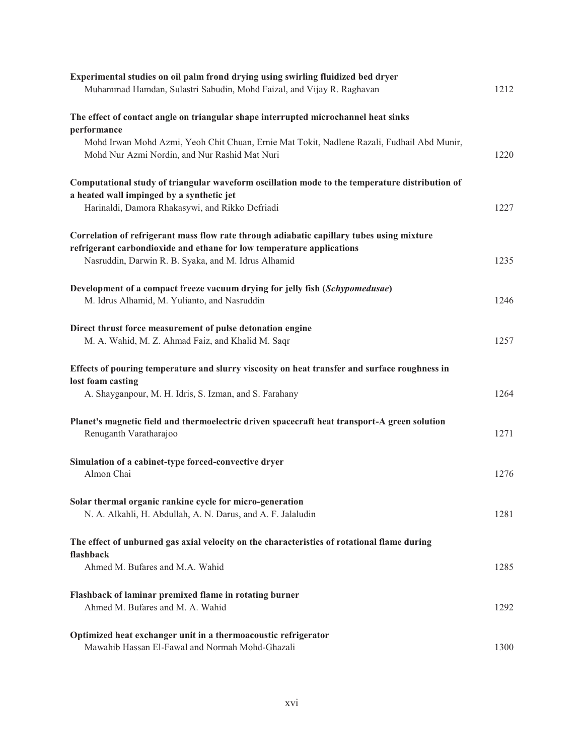**Experimental studies on oil palm frond drying using swirling fluidized bed dryer**
Muhammad Hamdan, Sulastri Sabudin, Mohd Faizal, and Vijay R. Raghavan 1212

**The effect of contact angle on triangular shape interrupted microchannel heat sinks performance**
Mohd Irwan Mohd Azmi, Yeoh Chit Chuan, Ernie Mat Tokit, Nadlene Razali, Fudhail Abd Munir, Mohd Nur Azmi Nordin, and Nur Rashid Mat Nuri 1220

**Computational study of triangular waveform oscillation mode to the temperature distribution of a heated wall impinged by a synthetic jet**
Harinaldi, Damora Rhakasywi, and Rikko Defriadi 1227

**Correlation of refrigerant mass flow rate through adiabatic capillary tubes using mixture refrigerant carbondioxide and ethane for low temperature applications**
Nasruddin, Darwin R. B. Syaka, and M. Idrus Alhamid 1235

**Development of a compact freeze vacuum drying for jelly fish (*Schypomedusae*)**
M. Idrus Alhamid, M. Yulianto, and Nasruddin 1246

**Direct thrust force measurement of pulse detonation engine**
M. A. Wahid, M. Z. Ahmad Faiz, and Khalid M. Saqr 1257

**Effects of pouring temperature and slurry viscosity on heat transfer and surface roughness in lost foam casting**
A. Shayganpour, M. H. Idris, S. Izman, and S. Farahany 1264

**Planet's magnetic field and thermoelectric driven spacecraft heat transport-A green solution**
Renuganth Varatharajoo 1271

**Simulation of a cabinet-type forced-convective dryer**
Almon Chai 1276

**Solar thermal organic rankine cycle for micro-generation**
N. A. Alkahli, H. Abdullah, A. N. Darus, and A. F. Jalaludin 1281

**The effect of unburned gas axial velocity on the characteristics of rotational flame during flashback**
Ahmed M. Bufares and M.A. Wahid 1285

**Flashback of laminar premixed flame in rotating burner**
Ahmed M. Bufares and M. A. Wahid 1292

**Optimized heat exchanger unit in a thermoacoustic refrigerator**
Mawahib Hassan El-Fawal and Normah Mohd-Ghazali 1300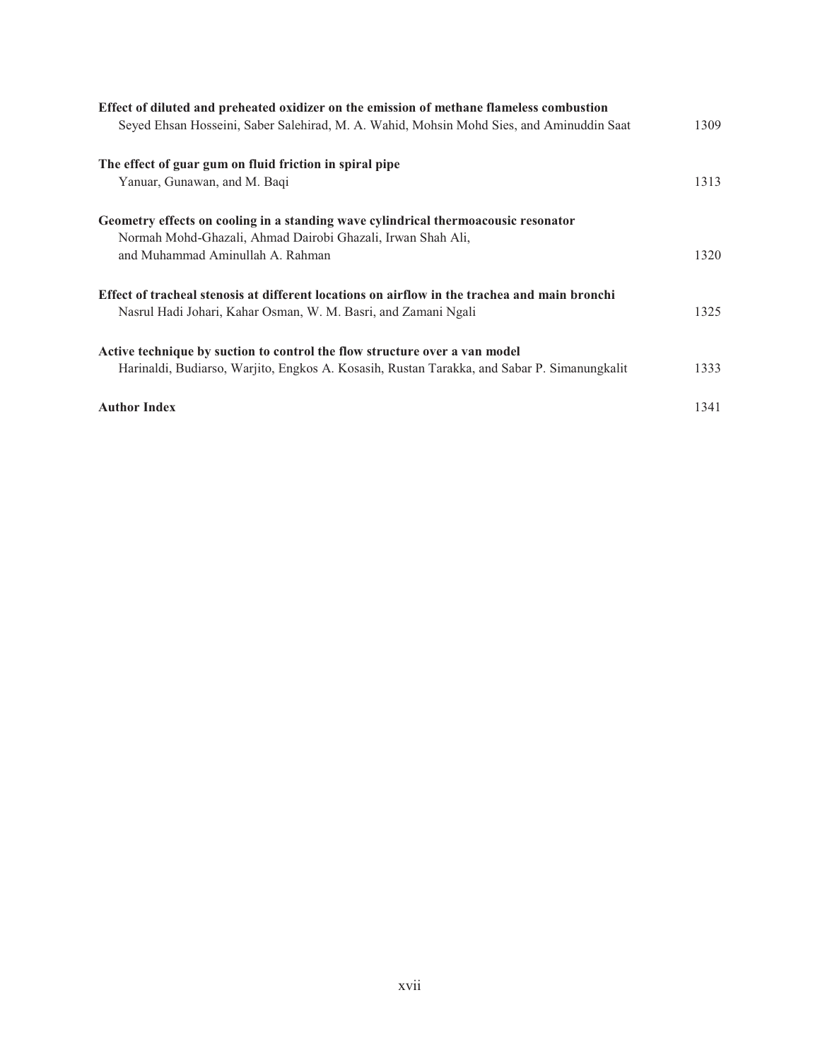**Effect of diluted and preheated oxidizer on the emission of methane flameless combustion**
Seyed Ehsan Hosseini, Saber Salehirad, M. A. Wahid, Mohsin Mohd Sies, and Aminuddin Saat 1309

**The effect of guar gum on fluid friction in spiral pipe**
Yanuar, Gunawan, and M. Baqi 1313

**Geometry effects on cooling in a standing wave cylindrical thermoacousic resonator**
Normah Mohd-Ghazali, Ahmad Dairobi Ghazali, Irwan Shah Ali, and Muhammad Aminullah A. Rahman 1320

**Effect of tracheal stenosis at different locations on airflow in the trachea and main bronchi**
Nasrul Hadi Johari, Kahar Osman, W. M. Basri, and Zamani Ngali 1325

**Active technique by suction to control the flow structure over a van model**
Harinaldi, Budiarso, Warjito, Engkos A. Kosasih, Rustan Tarakka, and Sabar P. Simanungkalit 1333

**Author Index** 1341